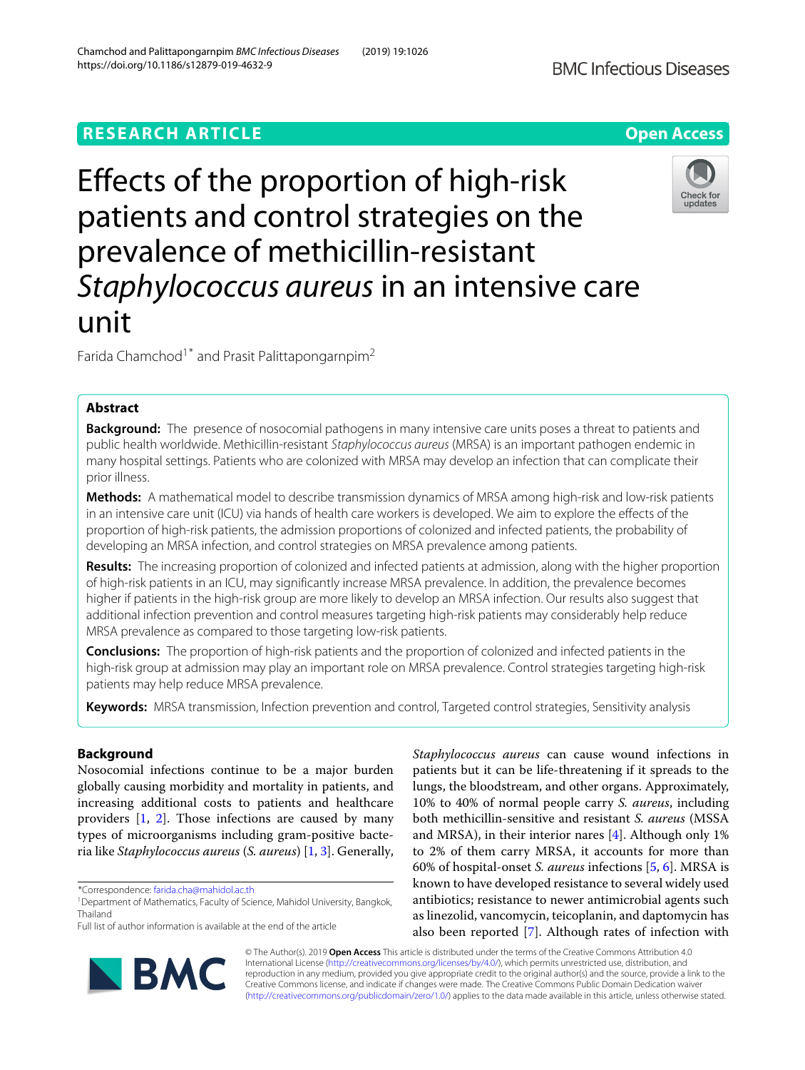RESEARCH ARTICLE

Open Access

# Effects of the proportion of high-risk patients and control strategies on the prevalence of methicillin-resistant *Staphylococcus aureus* in an intensive care unit

Farida Chamchod[1*] and Prasit Palittapongarnpim[2]

## Abstract

**Background:** The presence of nosocomial pathogens in many intensive care units poses a threat to patients and public health worldwide. Methicillin-resistant *Staphylococcus aureus* (MRSA) is an important pathogen endemic in many hospital settings. Patients who are colonized with MRSA may develop an infection that can complicate their prior illness.

**Methods:** A mathematical model to describe transmission dynamics of MRSA among high-risk and low-risk patients in an intensive care unit (ICU) via hands of health care workers is developed. We aim to explore the effects of the proportion of high-risk patients, the admission proportions of colonized and infected patients, the probability of developing an MRSA infection, and control strategies on MRSA prevalence among patients.

**Results:** The increasing proportion of colonized and infected patients at admission, along with the higher proportion of high-risk patients in an ICU, may significantly increase MRSA prevalence. In addition, the prevalence becomes higher if patients in the high-risk group are more likely to develop an MRSA infection. Our results also suggest that additional infection prevention and control measures targeting high-risk patients may considerably help reduce MRSA prevalence as compared to those targeting low-risk patients.

**Conclusions:** The proportion of high-risk patients and the proportion of colonized and infected patients in the high-risk group at admission may play an important role on MRSA prevalence. Control strategies targeting high-risk patients may help reduce MRSA prevalence.

**Keywords:** MRSA transmission, Infection prevention and control, Targeted control strategies, Sensitivity analysis

## Background

Nosocomial infections continue to be a major burden globally causing morbidity and mortality in patients, and increasing additional costs to patients and healthcare providers [1, 2]. Those infections are caused by many types of microorganisms including gram-positive bacteria like *Staphylococcus aureus* (*S. aureus*) [1, 3]. Generally, *Staphylococcus aureus* can cause wound infections in patients but it can be life-threatening if it spreads to the lungs, the bloodstream, and other organs. Approximately, 10% to 40% of normal people carry *S. aureus*, including both methicillin-sensitive and resistant *S. aureus* (MSSA and MRSA), in their interior nares [4]. Although only 1% to 2% of them carry MRSA, it accounts for more than 60% of hospital-onset *S. aureus* infections [5, 6]. MRSA is known to have developed resistance to several widely used antibiotics; resistance to newer antimicrobial agents such as linezolid, vancomycin, teicoplanin, and daptomycin has also been reported [7]. Although rates of infection with

*Correspondence: farida.cha@mahidol.ac.th
[1]Department of Mathematics, Faculty of Science, Mahidol University, Bangkok, Thailand
Full list of author information is available at the end of the article

© The Author(s). 2019 **Open Access** This article is distributed under the terms of the Creative Commons Attribution 4.0 International License (http://creativecommons.org/licenses/by/4.0/), which permits unrestricted use, distribution, and reproduction in any medium, provided you give appropriate credit to the original author(s) and the source, provide a link to the Creative Commons license, and indicate if changes were made. The Creative Commons Public Domain Dedication waiver (http://creativecommons.org/publicdomain/zero/1.0/) applies to the data made available in this article, unless otherwise stated.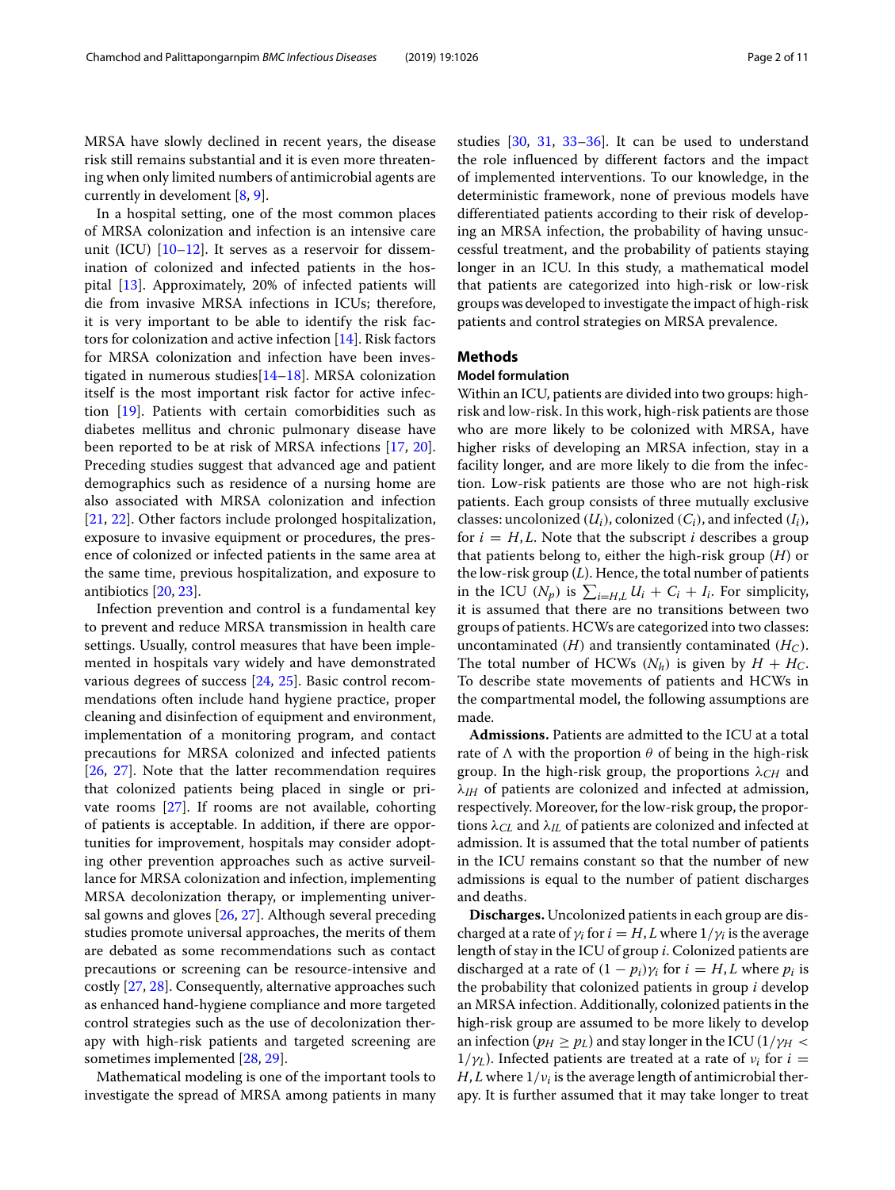MRSA have slowly declined in recent years, the disease risk still remains substantial and it is even more threatening when only limited numbers of antimicrobial agents are currently in develoment [8, 9].

In a hospital setting, one of the most common places of MRSA colonization and infection is an intensive care unit (ICU) [10–12]. It serves as a reservoir for dissemination of colonized and infected patients in the hospital [13]. Approximately, 20% of infected patients will die from invasive MRSA infections in ICUs; therefore, it is very important to be able to identify the risk factors for colonization and active infection [14]. Risk factors for MRSA colonization and infection have been investigated in numerous studies[14–18]. MRSA colonization itself is the most important risk factor for active infection [19]. Patients with certain comorbidities such as diabetes mellitus and chronic pulmonary disease have been reported to be at risk of MRSA infections [17, 20]. Preceding studies suggest that advanced age and patient demographics such as residence of a nursing home are also associated with MRSA colonization and infection [21, 22]. Other factors include prolonged hospitalization, exposure to invasive equipment or procedures, the presence of colonized or infected patients in the same area at the same time, previous hospitalization, and exposure to antibiotics [20, 23].

Infection prevention and control is a fundamental key to prevent and reduce MRSA transmission in health care settings. Usually, control measures that have been implemented in hospitals vary widely and have demonstrated various degrees of success [24, 25]. Basic control recommendations often include hand hygiene practice, proper cleaning and disinfection of equipment and environment, implementation of a monitoring program, and contact precautions for MRSA colonized and infected patients [26, 27]. Note that the latter recommendation requires that colonized patients being placed in single or private rooms [27]. If rooms are not available, cohorting of patients is acceptable. In addition, if there are opportunities for improvement, hospitals may consider adopting other prevention approaches such as active surveillance for MRSA colonization and infection, implementing MRSA decolonization therapy, or implementing universal gowns and gloves [26, 27]. Although several preceding studies promote universal approaches, the merits of them are debated as some recommendations such as contact precautions or screening can be resource-intensive and costly [27, 28]. Consequently, alternative approaches such as enhanced hand-hygiene compliance and more targeted control strategies such as the use of decolonization therapy with high-risk patients and targeted screening are sometimes implemented [28, 29].

Mathematical modeling is one of the important tools to investigate the spread of MRSA among patients in many studies [30, 31, 33–36]. It can be used to understand the role influenced by different factors and the impact of implemented interventions. To our knowledge, in the deterministic framework, none of previous models have differentiated patients according to their risk of developing an MRSA infection, the probability of having unsuccessful treatment, and the probability of patients staying longer in an ICU. In this study, a mathematical model that patients are categorized into high-risk or low-risk groups was developed to investigate the impact of high-risk patients and control strategies on MRSA prevalence.

## Methods

### Model formulation

Within an ICU, patients are divided into two groups: high-risk and low-risk. In this work, high-risk patients are those who are more likely to be colonized with MRSA, have higher risks of developing an MRSA infection, stay in a facility longer, and are more likely to die from the infection. Low-risk patients are those who are not high-risk patients. Each group consists of three mutually exclusive classes: uncolonized ($U_i$), colonized ($C_i$), and infected ($I_i$), for $i = H, L$. Note that the subscript $i$ describes a group that patients belong to, either the high-risk group ($H$) or the low-risk group ($L$). Hence, the total number of patients in the ICU ($N_p$) is $\sum_{i=H,L} U_i + C_i + I_i$. For simplicity, it is assumed that there are no transitions between two groups of patients. HCWs are categorized into two classes: uncontaminated ($H$) and transiently contaminated ($H_C$). The total number of HCWs ($N_h$) is given by $H + H_C$. To describe state movements of patients and HCWs in the compartmental model, the following assumptions are made.

**Admissions.** Patients are admitted to the ICU at a total rate of $\Lambda$ with the proportion $\theta$ of being in the high-risk group. In the high-risk group, the proportions $\lambda_{CH}$ and $\lambda_{IH}$ of patients are colonized and infected at admission, respectively. Moreover, for the low-risk group, the proportions $\lambda_{CL}$ and $\lambda_{IL}$ of patients are colonized and infected at admission. It is assumed that the total number of patients in the ICU remains constant so that the number of new admissions is equal to the number of patient discharges and deaths.

**Discharges.** Uncolonized patients in each group are discharged at a rate of $\gamma_i$ for $i = H, L$ where $1/\gamma_i$ is the average length of stay in the ICU of group $i$. Colonized patients are discharged at a rate of $(1 - p_i)\gamma_i$ for $i = H, L$ where $p_i$ is the probability that colonized patients in group $i$ develop an MRSA infection. Additionally, colonized patients in the high-risk group are assumed to be more likely to develop an infection ($p_H \geq p_L$) and stay longer in the ICU ($1/\gamma_H < 1/\gamma_L$). Infected patients are treated at a rate of $\nu_i$ for $i = H, L$ where $1/\nu_i$ is the average length of antimicrobial therapy. It is further assumed that it may take longer to treat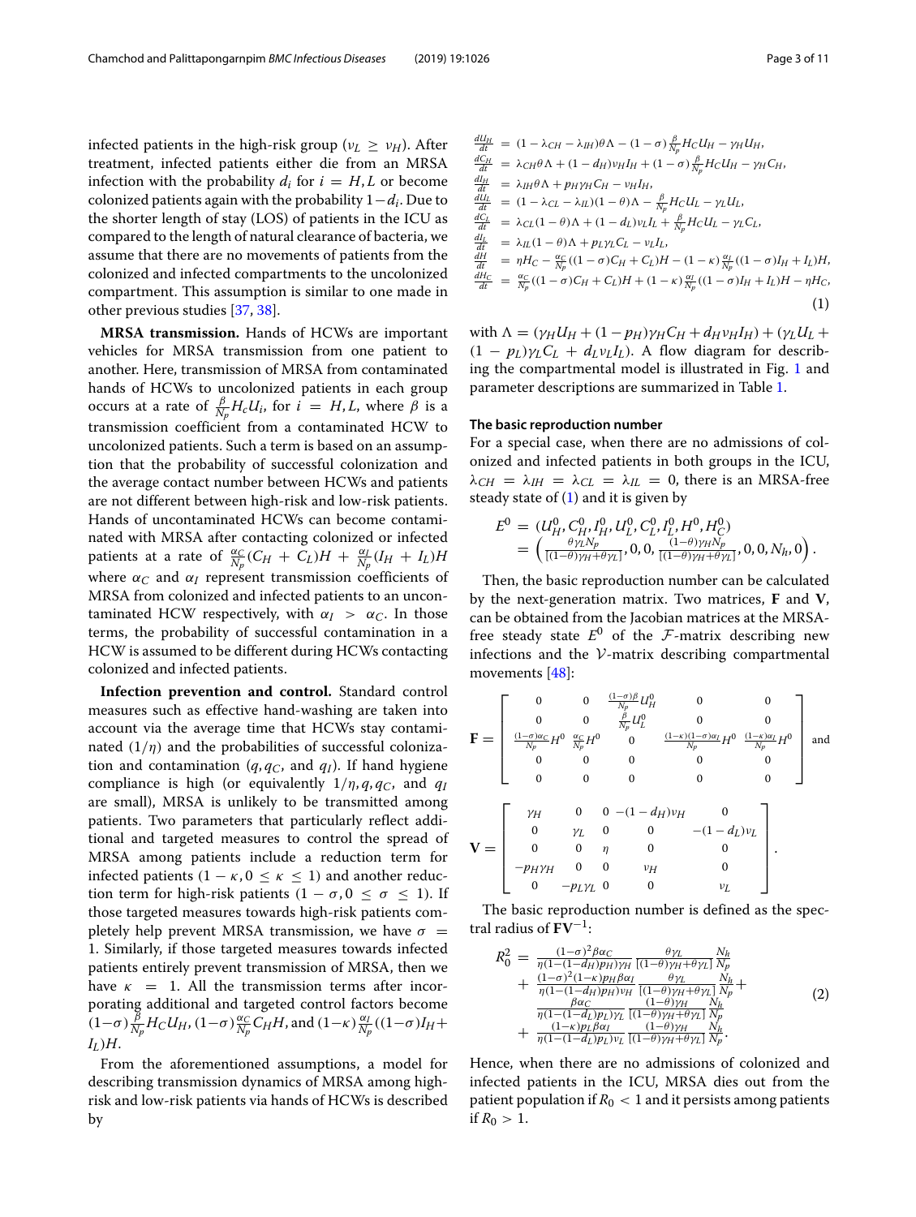infected patients in the high-risk group ($\nu_L \geq \nu_H$). After treatment, infected patients either die from an MRSA infection with the probability $d_i$ for $i = H, L$ or become colonized patients again with the probability $1-d_i$. Due to the shorter length of stay (LOS) of patients in the ICU as compared to the length of natural clearance of bacteria, we assume that there are no movements of patients from the colonized and infected compartments to the uncolonized compartment. This assumption is similar to one made in other previous studies [37, 38].

**MRSA transmission.** Hands of HCWs are important vehicles for MRSA transmission from one patient to another. Here, transmission of MRSA from contaminated hands of HCWs to uncolonized patients in each group occurs at a rate of $\frac{\beta}{N_p}H_c U_i$, for $i = H, L$, where $\beta$ is a transmission coefficient from a contaminated HCW to uncolonized patients. Such a term is based on an assumption that the probability of successful colonization and the average contact number between HCWs and patients are not different between high-risk and low-risk patients. Hands of uncontaminated HCWs can become contaminated with MRSA after contacting colonized or infected patients at a rate of $\frac{\alpha_C}{N_p}(C_H + C_L)H + \frac{\alpha_I}{N_p}(I_H + I_L)H$ where $\alpha_C$ and $\alpha_I$ represent transmission coefficients of MRSA from colonized and infected patients to an uncontaminated HCW respectively, with $\alpha_I > \alpha_C$. In those terms, the probability of successful contamination in a HCW is assumed to be different during HCWs contacting colonized and infected patients.

**Infection prevention and control.** Standard control measures such as effective hand-washing are taken into account via the average time that HCWs stay contaminated ($1/\eta$) and the probabilities of successful colonization and contamination ($q, q_C$, and $q_I$). If hand hygiene compliance is high (or equivalently $1/\eta, q, q_C$, and $q_I$ are small), MRSA is unlikely to be transmitted among patients. Two parameters that particularly reflect additional and targeted measures to control the spread of MRSA among patients include a reduction term for infected patients ($1-\kappa, 0 \leq \kappa \leq 1$) and another reduction term for high-risk patients ($1-\sigma, 0 \leq \sigma \leq 1$). If those targeted measures towards high-risk patients completely help prevent MRSA transmission, we have $\sigma = 1$. Similarly, if those targeted measures towards infected patients entirely prevent transmission of MRSA, then we have $\kappa = 1$. All the transmission terms after incorporating additional and targeted control factors become $(1-\sigma)\frac{\beta}{N_p}H_C U_H$, $(1-\sigma)\frac{\alpha_C}{N_p}C_H H$, and $(1-\kappa)\frac{\alpha_I}{N_p}((1-\sigma)I_H + I_L)H$.

From the aforementioned assumptions, a model for describing transmission dynamics of MRSA among high-risk and low-risk patients via hands of HCWs is described by

$$
\begin{aligned}
\frac{dU_H}{dt} &= (1-\lambda_{CH}-\lambda_{IH})\theta\Lambda - (1-\sigma)\frac{\beta}{N_p}H_C U_H - \gamma_H U_H, \\
\frac{dC_H}{dt} &= \lambda_{CH}\theta\Lambda + (1-d_H)\nu_H I_H + (1-\sigma)\frac{\beta}{N_p}H_C U_H - \gamma_H C_H, \\
\frac{dI_H}{dt} &= \lambda_{IH}\theta\Lambda + p_H\gamma_H C_H - \nu_H I_H, \\
\frac{dU_L}{dt} &= (1-\lambda_{CL}-\lambda_{IL})(1-\theta)\Lambda - \frac{\beta}{N_p}H_C U_L - \gamma_L U_L, \\
\frac{dC_L}{dt} &= \lambda_{CL}(1-\theta)\Lambda + (1-d_L)\nu_L I_L + \frac{\beta}{N_p}H_C U_L - \gamma_L C_L, \\
\frac{dI_L}{dt} &= \lambda_{IL}(1-\theta)\Lambda + p_L\gamma_L C_L - \nu_L I_L, \\
\frac{dH}{dt} &= \eta H_C - \frac{\alpha_C}{N_p}((1-\sigma)C_H + C_L)H - (1-\kappa)\frac{\alpha_I}{N_p}((1-\sigma)I_H + I_L)H, \\
\frac{dH_C}{dt} &= \frac{\alpha_C}{N_p}((1-\sigma)C_H + C_L)H + (1-\kappa)\frac{\alpha_I}{N_p}((1-\sigma)I_H + I_L)H - \eta H_C,
\end{aligned}
\tag{1}
$$

with $\Lambda = (\gamma_H U_H + (1-p_H)\gamma_H C_H + d_H\nu_H I_H) + (\gamma_L U_L + (1-p_L)\gamma_L C_L + d_L\nu_L I_L)$. A flow diagram for describing the compartmental model is illustrated in Fig. 1 and parameter descriptions are summarized in Table 1.

#### The basic reproduction number

For a special case, when there are no admissions of colonized and infected patients in both groups in the ICU, $\lambda_{CH} = \lambda_{IH} = \lambda_{CL} = \lambda_{IL} = 0$, there is an MRSA-free steady state of (1) and it is given by

$$
\begin{aligned}
E^0 &= (U_H^0, C_H^0, I_H^0, U_L^0, C_L^0, I_L^0, H^0, H_C^0) \\
&= \left(\frac{\theta\gamma_L N_p}{[(1-\theta)\gamma_H + \theta\gamma_L]}, 0, 0, \frac{(1-\theta)\gamma_H N_p}{[(1-\theta)\gamma_H + \theta\gamma_L]}, 0, 0, N_h, 0\right).
\end{aligned}
$$

Then, the basic reproduction number can be calculated by the next-generation matrix. Two matrices, $\mathbf{F}$ and $\mathbf{V}$, can be obtained from the Jacobian matrices at the MRSA-free steady state $E^0$ of the $\mathcal{F}$-matrix describing new infections and the $\mathcal{V}$-matrix describing compartmental movements [48]:

$$
\mathbf{F} = \begin{bmatrix}
0 & 0 & \frac{(1-\sigma)\beta}{N_p}U_H^0 & 0 & 0 \\
0 & 0 & \frac{\beta}{N_p}U_L^0 & 0 & 0 \\
\frac{(1-\sigma)\alpha_C}{N_p}H^0 & \frac{\alpha_C}{N_p}H^0 & 0 & \frac{(1-\kappa)(1-\sigma)\alpha_I}{N_p}H^0 & \frac{(1-\kappa)\alpha_I}{N_p}H^0 \\
0 & 0 & 0 & 0 & 0 \\
0 & 0 & 0 & 0 & 0
\end{bmatrix} \text{ and}
$$

$$
\mathbf{V} = \begin{bmatrix}
\gamma_H & 0 & 0 & -(1-d_H)\nu_H & 0 \\
0 & \gamma_L & 0 & 0 & -(1-d_L)\nu_L \\
0 & 0 & \eta & 0 & 0 \\
-p_H\gamma_H & 0 & 0 & \nu_H & 0 \\
0 & -p_L\gamma_L & 0 & 0 & \nu_L
\end{bmatrix}.
$$

The basic reproduction number is defined as the spectral radius of $\mathbf{F}\mathbf{V}^{-1}$:

$$
\begin{aligned}
R_0^2 = &\ \frac{(1-\sigma)^2\beta\alpha_C}{\eta(1-(1-d_H)p_H)\gamma_H}\frac{\theta\gamma_L}{[(1-\theta)\gamma_H + \theta\gamma_L]}\frac{N_h}{N_p} \\
&+ \frac{(1-\sigma)^2(1-\kappa)p_H\beta\alpha_I}{\eta(1-(1-d_H)p_H)\nu_H}\frac{\theta\gamma_L}{[(1-\theta)\gamma_H + \theta\gamma_L]}\frac{N_h}{N_p} + \\
&\ \frac{\beta\alpha_C}{\eta(1-(1-d_L)p_L)\gamma_L}\frac{(1-\theta)\gamma_H}{[(1-\theta)\gamma_H + \theta\gamma_L]}\frac{N_h}{N_p} \\
&+ \frac{(1-\kappa)p_L\beta\alpha_I}{\eta(1-(1-d_L)p_L)\nu_L}\frac{(1-\theta)\gamma_H}{[(1-\theta)\gamma_H + \theta\gamma_L]}\frac{N_h}{N_p}.
\end{aligned}
\tag{2}
$$

Hence, when there are no admissions of colonized and infected patients in the ICU, MRSA dies out from the patient population if $R_0 < 1$ and it persists among patients if $R_0 > 1$.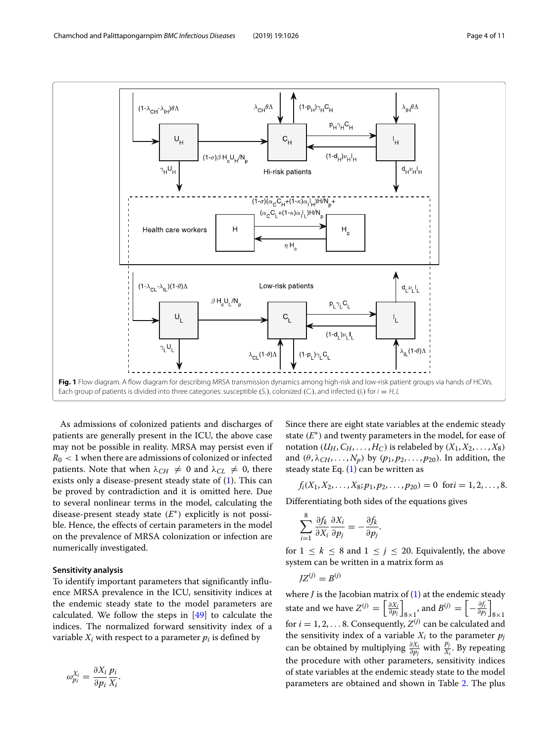**Fig. 1** Flow diagram. A flow diagram for describing MRSA transmission dynamics among high-risk and low-risk patient groups via hands of HCWs. Each group of patients is divided into three categories: susceptible ($S_i$), colonized ($C_i$), and infected ($I_i$) for $i = H, L$

As admissions of colonized patients and discharges of patients are generally present in the ICU, the above case may not be possible in reality. MRSA may persist even if $R_0 < 1$ when there are admissions of colonized or infected patients. Note that when $\lambda_{CH} \neq 0$ and $\lambda_{CL} \neq 0$, there exists only a disease-present steady state of (1). This can be proved by contradiction and it is omitted here. Due to several nonlinear terms in the model, calculating the disease-present steady state ($E^*$) explicitly is not possible. Hence, the effects of certain parameters in the model on the prevalence of MRSA colonization or infection are numerically investigated.

### Sensitivity analysis

To identify important parameters that significantly influence MRSA prevalence in the ICU, sensitivity indices at the endemic steady state to the model parameters are calculated. We follow the steps in [49] to calculate the indices. The normalized forward sensitivity index of a variable $X_i$ with respect to a parameter $p_i$ is defined by

$$\omega_{p_i}^{X_i} = \frac{\partial X_i}{\partial p_i} \frac{p_i}{X_i}.$$

Since there are eight state variables at the endemic steady state ($E^*$) and twenty parameters in the model, for ease of notation $(U_H, C_H, \ldots, H_C)$ is relabeled by $(X_1, X_2, \ldots, X_8)$ and $(\theta, \lambda_{CH}, \ldots, N_p)$ by $(p_1, p_2, \ldots, p_{20})$. In addition, the steady state Eq. (1) can be written as

$$f_i(X_1, X_2, \ldots, X_8; p_1, p_2, \ldots, p_{20}) = 0 \ \text{for} i = 1, 2, \ldots, 8.$$

Differentiating both sides of the equations gives

$$\sum_{i=1}^{8} \frac{\partial f_k}{\partial X_i} \frac{\partial X_i}{\partial p_j} = -\frac{\partial f_k}{\partial p_j}.$$

for $1 \leq k \leq 8$ and $1 \leq j \leq 20$. Equivalently, the above system can be written in a matrix form as

$$JZ^{(j)} = B^{(j)}$$

where $J$ is the Jacobian matrix of (1) at the endemic steady state and we have $Z^{(j)} = \left[\frac{\partial X_i}{\partial p_j}\right]_{8 \times 1}$, and $B^{(j)} = \left[-\frac{\partial f_i}{\partial p_j}\right]_{8 \times 1}$ for $i = 1, 2, \ldots 8$. Consequently, $Z^{(j)}$ can be calculated and the sensitivity index of a variable $X_i$ to the parameter $p_j$ can be obtained by multiplying $\frac{\partial X_i}{\partial p_j}$ with $\frac{p_j}{X_i}$. By repeating the procedure with other parameters, sensitivity indices of state variables at the endemic steady state to the model parameters are obtained and shown in Table 2. The plus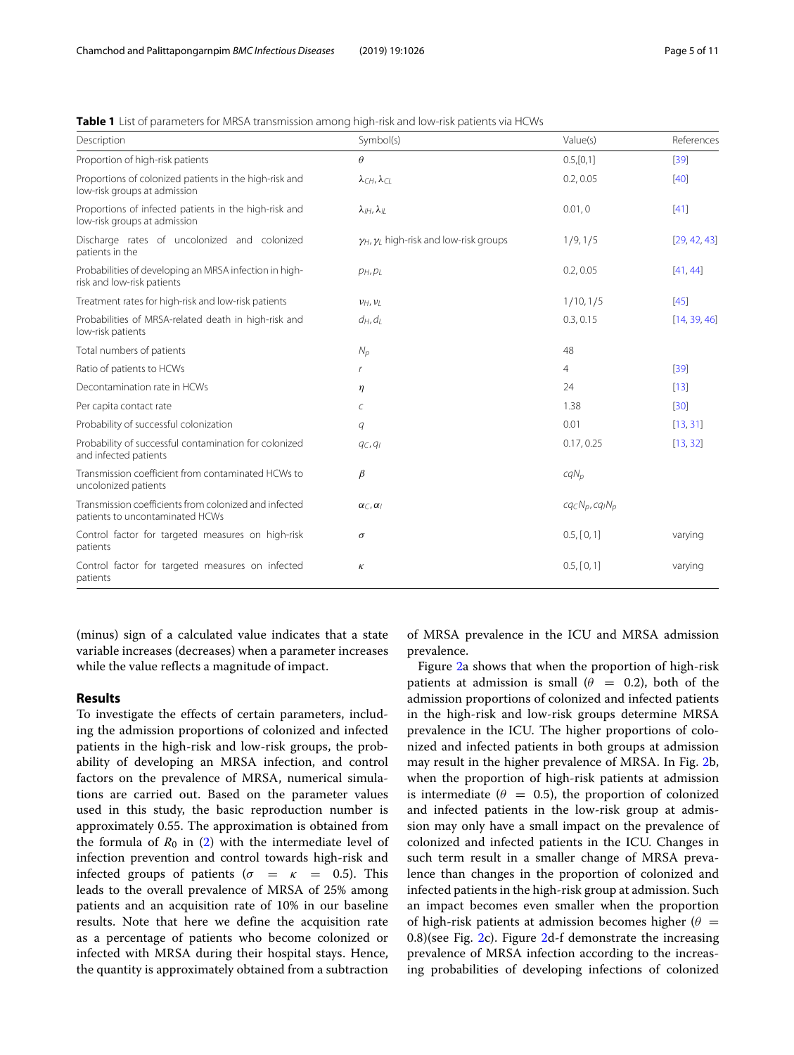**Table 1** List of parameters for MRSA transmission among high-risk and low-risk patients via HCWs

| Description | Symbol(s) | Value(s) | References |
|---|---|---|---|
| Proportion of high-risk patients | $\theta$ | 0.5,[0,1] | [39] |
| Proportions of colonized patients in the high-risk and low-risk groups at admission | $\lambda_{CH}, \lambda_{CL}$ | 0.2, 0.05 | [40] |
| Proportions of infected patients in the high-risk and low-risk groups at admission | $\lambda_{IH}, \lambda_{IL}$ | 0.01, 0 | [41] |
| Discharge rates of uncolonized and colonized patients in the | $\gamma_H, \gamma_L$ high-risk and low-risk groups | 1/9, 1/5 | [29, 42, 43] |
| Probabilities of developing an MRSA infection in high-risk and low-risk patients | $p_H, p_L$ | 0.2, 0.05 | [41, 44] |
| Treatment rates for high-risk and low-risk patients | $\nu_H, \nu_L$ | 1/10, 1/5 | [45] |
| Probabilities of MRSA-related death in high-risk and low-risk patients | $d_H, d_L$ | 0.3, 0.15 | [14, 39, 46] |
| Total numbers of patients | $N_p$ | 48 | |
| Ratio of patients to HCWs | $r$ | 4 | [39] |
| Decontamination rate in HCWs | $\eta$ | 24 | [13] |
| Per capita contact rate | $c$ | 1.38 | [30] |
| Probability of successful colonization | $q$ | 0.01 | [13, 31] |
| Probability of successful contamination for colonized and infected patients | $q_C, q_I$ | 0.17, 0.25 | [13, 32] |
| Transmission coefficient from contaminated HCWs to uncolonized patients | $\beta$ | $cqN_p$ | |
| Transmission coefficients from colonized and infected patients to uncontaminated HCWs | $\alpha_C, \alpha_I$ | $cq_CN_p, cq_IN_p$ | |
| Control factor for targeted measures on high-risk patients | $\sigma$ | 0.5, [0, 1] | varying |
| Control factor for targeted measures on infected patients | $\kappa$ | 0.5, [0, 1] | varying |

(minus) sign of a calculated value indicates that a state variable increases (decreases) when a parameter increases while the value reflects a magnitude of impact.

## Results

To investigate the effects of certain parameters, including the admission proportions of colonized and infected patients in the high-risk and low-risk groups, the probability of developing an MRSA infection, and control factors on the prevalence of MRSA, numerical simulations are carried out. Based on the parameter values used in this study, the basic reproduction number is approximately 0.55. The approximation is obtained from the formula of $R_0$ in (2) with the intermediate level of infection prevention and control towards high-risk and infected groups of patients ($\sigma = \kappa = 0.5$). This leads to the overall prevalence of MRSA of 25% among patients and an acquisition rate of 10% in our baseline results. Note that here we define the acquisition rate as a percentage of patients who become colonized or infected with MRSA during their hospital stays. Hence, the quantity is approximately obtained from a subtraction of MRSA prevalence in the ICU and MRSA admission prevalence.

Figure 2a shows that when the proportion of high-risk patients at admission is small ($\theta = 0.2$), both of the admission proportions of colonized and infected patients in the high-risk and low-risk groups determine MRSA prevalence in the ICU. The higher proportions of colonized and infected patients in both groups at admission may result in the higher prevalence of MRSA. In Fig. 2b, when the proportion of high-risk patients at admission is intermediate ($\theta = 0.5$), the proportion of colonized and infected patients in the low-risk group at admission may only have a small impact on the prevalence of colonized and infected patients in the ICU. Changes in such term result in a smaller change of MRSA prevalence than changes in the proportion of colonized and infected patients in the high-risk group at admission. Such an impact becomes even smaller when the proportion of high-risk patients at admission becomes higher ($\theta = 0.8$)(see Fig. 2c). Figure 2d-f demonstrate the increasing prevalence of MRSA infection according to the increasing probabilities of developing infections of colonized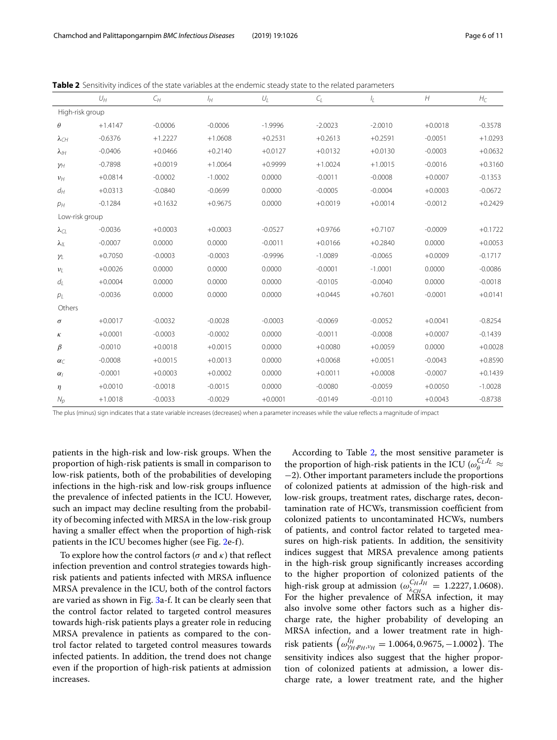**Table 2** Sensitivity indices of the state variables at the endemic steady state to the related parameters

| | $U_H$ | $C_H$ | $I_H$ | $U_L$ | $C_L$ | $I_L$ | $H$ | $H_C$ |
|---|---|---|---|---|---|---|---|---|
| High-risk group | | | | | | | | |
| $\theta$ | +1.4147 | -0.0006 | -0.0006 | -1.9996 | -2.0023 | -2.0010 | +0.0018 | -0.3578 |
| $\lambda_{CH}$ | -0.6376 | +1.2227 | +1.0608 | +0.2531 | +0.2613 | +0.2591 | -0.0051 | +1.0293 |
| $\lambda_{IH}$ | -0.0406 | +0.0466 | +0.2140 | +0.0127 | +0.0132 | +0.0130 | -0.0003 | +0.0632 |
| $\gamma_H$ | -0.7898 | +0.0019 | +1.0064 | +0.9999 | +1.0024 | +1.0015 | -0.0016 | +0.3160 |
| $\nu_H$ | +0.0814 | -0.0002 | -1.0002 | 0.0000 | -0.0011 | -0.0008 | +0.0007 | -0.1353 |
| $d_H$ | +0.0313 | -0.0840 | -0.0699 | 0.0000 | -0.0005 | -0.0004 | +0.0003 | -0.0672 |
| $p_H$ | -0.1284 | +0.1632 | +0.9675 | 0.0000 | +0.0019 | +0.0014 | -0.0012 | +0.2429 |
| Low-risk group | | | | | | | | |
| $\lambda_{CL}$ | -0.0036 | +0.0003 | +0.0003 | -0.0527 | +0.9766 | +0.7107 | -0.0009 | +0.1722 |
| $\lambda_{IL}$ | -0.0007 | 0.0000 | 0.0000 | -0.0011 | +0.0166 | +0.2840 | 0.0000 | +0.0053 |
| $\gamma_L$ | +0.7050 | -0.0003 | -0.0003 | -0.9996 | -1.0089 | -0.0065 | +0.0009 | -0.1717 |
| $\nu_L$ | +0.0026 | 0.0000 | 0.0000 | 0.0000 | -0.0001 | -1.0001 | 0.0000 | -0.0086 |
| $d_L$ | +0.0004 | 0.0000 | 0.0000 | 0.0000 | -0.0105 | -0.0040 | 0.0000 | -0.0018 |
| $p_L$ | -0.0036 | 0.0000 | 0.0000 | 0.0000 | +0.0445 | +0.7601 | -0.0001 | +0.0141 |
| Others | | | | | | | | |
| $\sigma$ | +0.0017 | -0.0032 | -0.0028 | -0.0003 | -0.0069 | -0.0052 | +0.0041 | -0.8254 |
| $\kappa$ | +0.0001 | -0.0003 | -0.0002 | 0.0000 | -0.0011 | -0.0008 | +0.0007 | -0.1439 |
| $\beta$ | -0.0010 | +0.0018 | +0.0015 | 0.0000 | +0.0080 | +0.0059 | 0.0000 | +0.0028 |
| $\alpha_C$ | -0.0008 | +0.0015 | +0.0013 | 0.0000 | +0.0068 | +0.0051 | -0.0043 | +0.8590 |
| $\alpha_I$ | -0.0001 | +0.0003 | +0.0002 | 0.0000 | +0.0011 | +0.0008 | -0.0007 | +0.1439 |
| $\eta$ | +0.0010 | -0.0018 | -0.0015 | 0.0000 | -0.0080 | -0.0059 | +0.0050 | -1.0028 |
| $N_p$ | +1.0018 | -0.0033 | -0.0029 | +0.0001 | -0.0149 | -0.0110 | +0.0043 | -0.8738 |

The plus (minus) sign indicates that a state variable increases (decreases) when a parameter increases while the value reflects a magnitude of impact

patients in the high-risk and low-risk groups. When the proportion of high-risk patients is small in comparison to low-risk patients, both of the probabilities of developing infections in the high-risk and low-risk groups influence the prevalence of infected patients in the ICU. However, such an impact may decline resulting from the probability of becoming infected with MRSA in the low-risk group having a smaller effect when the proportion of high-risk patients in the ICU becomes higher (see Fig. 2e-f).

To explore how the control factors ($\sigma$ and $\kappa$) that reflect infection prevention and control strategies towards high-risk patients and patients infected with MRSA influence MRSA prevalence in the ICU, both of the control factors are varied as shown in Fig. 3a-f. It can be clearly seen that the control factor related to targeted control measures towards high-risk patients plays a greater role in reducing MRSA prevalence in patients as compared to the control factor related to targeted control measures towards infected patients. In addition, the trend does not change even if the proportion of high-risk patients at admission increases.

According to Table 2, the most sensitive parameter is the proportion of high-risk patients in the ICU ($\omega_{\theta}^{C_L,I_L} \approx -2$). Other important parameters include the proportions of colonized patients at admission of the high-risk and low-risk groups, treatment rates, discharge rates, decontamination rate of HCWs, transmission coefficient from colonized patients to uncontaminated HCWs, numbers of patients, and control factor related to targeted measures on high-risk patients. In addition, the sensitivity indices suggest that MRSA prevalence among patients in the high-risk group significantly increases according to the higher proportion of colonized patients of the high-risk group at admission ($\omega_{\lambda_{CH}}^{C_H,I_H} = 1.2227, 1.0608$). For the higher prevalence of MRSA infection, it may also involve some other factors such as a higher discharge rate, the higher probability of developing an MRSA infection, and a lower treatment rate in high-risk patients $\left(\omega_{\gamma_H,p_H,\nu_H}^{I_H} = 1.0064, 0.9675, -1.0002\right)$. The sensitivity indices also suggest that the higher proportion of colonized patients at admission, a lower discharge rate, a lower treatment rate, and the higher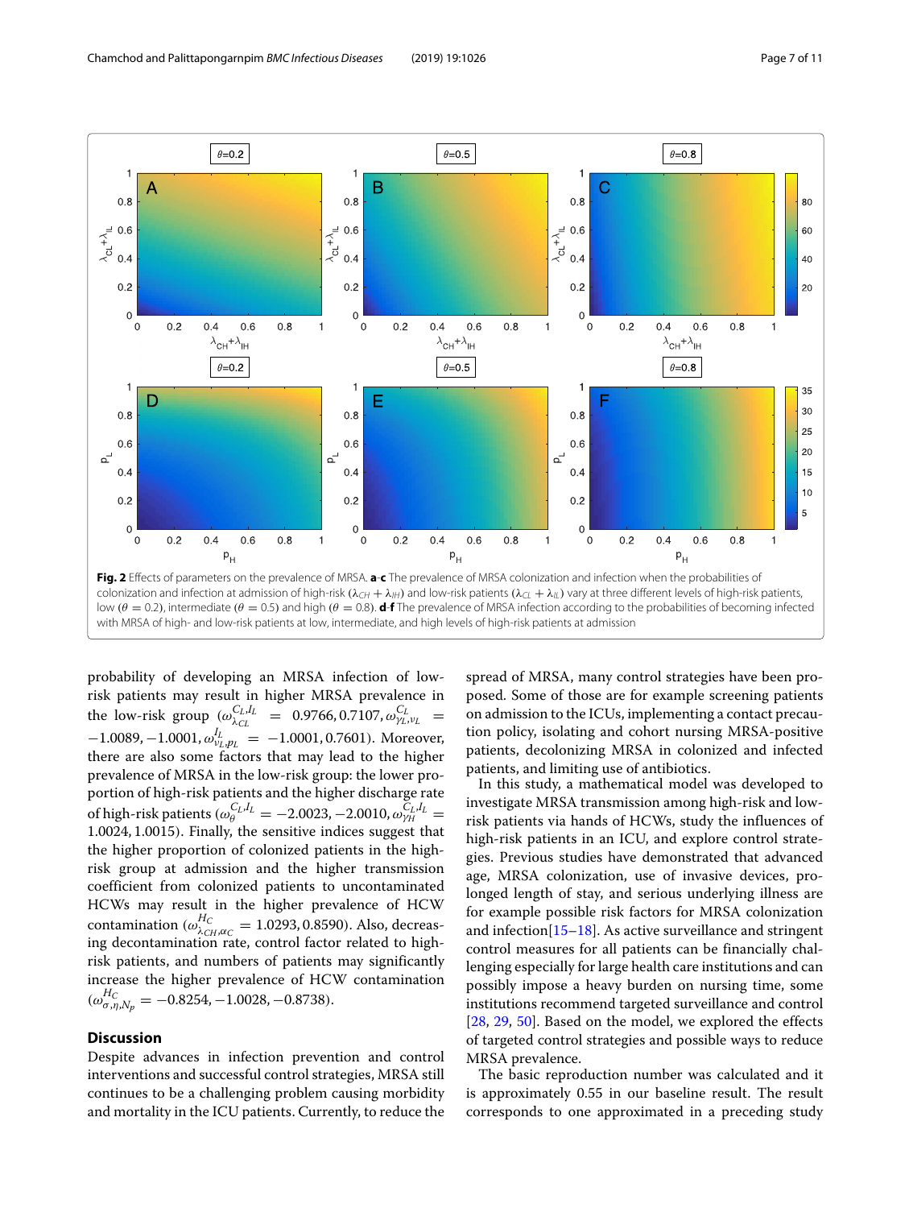**Fig. 2** Effects of parameters on the prevalence of MRSA. **a**-**c** The prevalence of MRSA colonization and infection when the probabilities of colonization and infection at admission of high-risk ($\lambda_{CH} + \lambda_{IH}$) and low-risk patients ($\lambda_{CL} + \lambda_{IL}$) vary at three different levels of high-risk patients, low ($\theta = 0.2$), intermediate ($\theta = 0.5$) and high ($\theta = 0.8$). **d**-**f** The prevalence of MRSA infection according to the probabilities of becoming infected with MRSA of high- and low-risk patients at low, intermediate, and high levels of high-risk patients at admission

probability of developing an MRSA infection of low-risk patients may result in higher MRSA prevalence in the low-risk group ($\omega^{C_L,I_L}_{\lambda CL} = 0.9766, 0.7107, \omega^{C_L}_{\gamma_L,\nu_L} = -1.0089, -1.0001, \omega^{I_L}_{\nu_L,p_L} = -1.0001, 0.7601$). Moreover, there are also some factors that may lead to the higher prevalence of MRSA in the low-risk group: the lower proportion of high-risk patients and the higher discharge rate of high-risk patients ($\omega^{C_L,I_L}_{\theta} = -2.0023, -2.0010, \omega^{C_L,I_L}_{\gamma H} = 1.0024, 1.0015$). Finally, the sensitive indices suggest that the higher proportion of colonized patients in the high-risk group at admission and the higher transmission coefficient from colonized patients to uncontaminated HCWs may result in the higher prevalence of HCW contamination ($\omega^{H_C}_{\lambda CH,\alpha_C} = 1.0293, 0.8590$). Also, decreasing decontamination rate, control factor related to high-risk patients, and numbers of patients may significantly increase the higher prevalence of HCW contamination ($\omega^{H_C}_{\sigma,\eta,N_p} = -0.8254, -1.0028, -0.8738$).

## Discussion

Despite advances in infection prevention and control interventions and successful control strategies, MRSA still continues to be a challenging problem causing morbidity and mortality in the ICU patients. Currently, to reduce the spread of MRSA, many control strategies have been proposed. Some of those are for example screening patients on admission to the ICUs, implementing a contact precaution policy, isolating and cohort nursing MRSA-positive patients, decolonizing MRSA in colonized and infected patients, and limiting use of antibiotics.

In this study, a mathematical model was developed to investigate MRSA transmission among high-risk and low-risk patients via hands of HCWs, study the influences of high-risk patients in an ICU, and explore control strategies. Previous studies have demonstrated that advanced age, MRSA colonization, use of invasive devices, prolonged length of stay, and serious underlying illness are for example possible risk factors for MRSA colonization and infection[15–18]. As active surveillance and stringent control measures for all patients can be financially challenging especially for large health care institutions and can possibly impose a heavy burden on nursing time, some institutions recommend targeted surveillance and control [28, 29, 50]. Based on the model, we explored the effects of targeted control strategies and possible ways to reduce MRSA prevalence.

The basic reproduction number was calculated and it is approximately 0.55 in our baseline result. The result corresponds to one approximated in a preceding study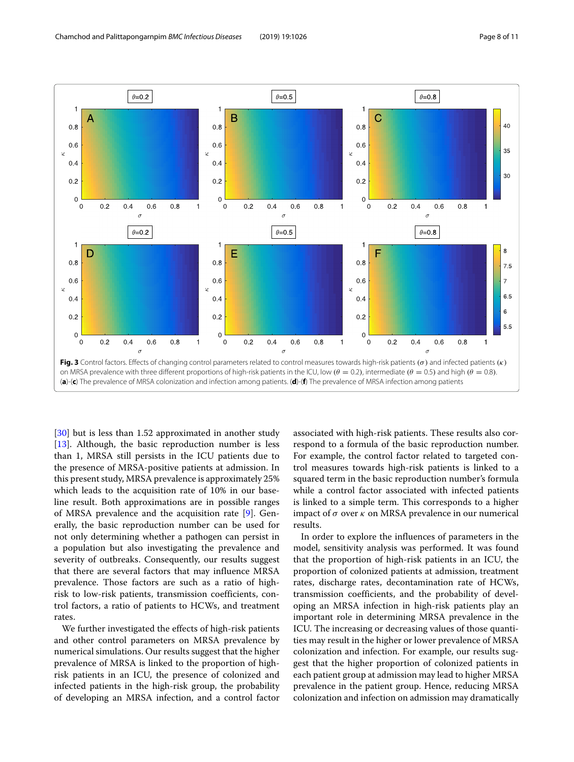**Fig. 3** Control factors. Effects of changing control parameters related to control measures towards high-risk patients ($\sigma$) and infected patients ($\kappa$) on MRSA prevalence with three different proportions of high-risk patients in the ICU, low ($\theta = 0.2$), intermediate ($\theta = 0.5$) and high ($\theta = 0.8$). (**a**)-(**c**) The prevalence of MRSA colonization and infection among patients. (**d**)-(**f**) The prevalence of MRSA infection among patients

[30] but is less than 1.52 approximated in another study [13]. Although, the basic reproduction number is less than 1, MRSA still persists in the ICU patients due to the presence of MRSA-positive patients at admission. In this present study, MRSA prevalence is approximately 25% which leads to the acquisition rate of 10% in our baseline result. Both approximations are in possible ranges of MRSA prevalence and the acquisition rate [9]. Generally, the basic reproduction number can be used for not only determining whether a pathogen can persist in a population but also investigating the prevalence and severity of outbreaks. Consequently, our results suggest that there are several factors that may influence MRSA prevalence. Those factors are such as a ratio of high-risk to low-risk patients, transmission coefficients, control factors, a ratio of patients to HCWs, and treatment rates.

We further investigated the effects of high-risk patients and other control parameters on MRSA prevalence by numerical simulations. Our results suggest that the higher prevalence of MRSA is linked to the proportion of high-risk patients in an ICU, the presence of colonized and infected patients in the high-risk group, the probability of developing an MRSA infection, and a control factor associated with high-risk patients. These results also correspond to a formula of the basic reproduction number. For example, the control factor related to targeted control measures towards high-risk patients is linked to a squared term in the basic reproduction number's formula while a control factor associated with infected patients is linked to a simple term. This corresponds to a higher impact of $\sigma$ over $\kappa$ on MRSA prevalence in our numerical results.

In order to explore the influences of parameters in the model, sensitivity analysis was performed. It was found that the proportion of high-risk patients in an ICU, the proportion of colonized patients at admission, treatment rates, discharge rates, decontamination rate of HCWs, transmission coefficients, and the probability of developing an MRSA infection in high-risk patients play an important role in determining MRSA prevalence in the ICU. The increasing or decreasing values of those quantities may result in the higher or lower prevalence of MRSA colonization and infection. For example, our results suggest that the higher proportion of colonized patients in each patient group at admission may lead to higher MRSA prevalence in the patient group. Hence, reducing MRSA colonization and infection on admission may dramatically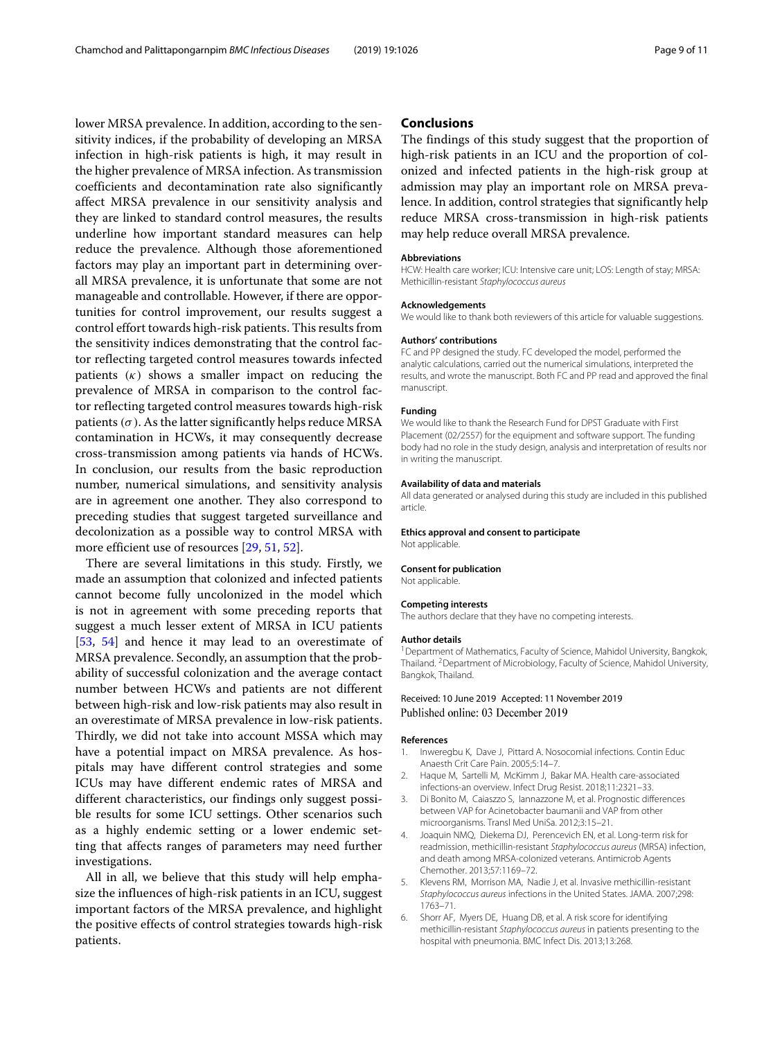lower MRSA prevalence. In addition, according to the sensitivity indices, if the probability of developing an MRSA infection in high-risk patients is high, it may result in the higher prevalence of MRSA infection. As transmission coefficients and decontamination rate also significantly affect MRSA prevalence in our sensitivity analysis and they are linked to standard control measures, the results underline how important standard measures can help reduce the prevalence. Although those aforementioned factors may play an important part in determining overall MRSA prevalence, it is unfortunate that some are not manageable and controllable. However, if there are opportunities for control improvement, our results suggest a control effort towards high-risk patients. This results from the sensitivity indices demonstrating that the control factor reflecting targeted control measures towards infected patients ($\kappa$) shows a smaller impact on reducing the prevalence of MRSA in comparison to the control factor reflecting targeted control measures towards high-risk patients ($\sigma$). As the latter significantly helps reduce MRSA contamination in HCWs, it may consequently decrease cross-transmission among patients via hands of HCWs. In conclusion, our results from the basic reproduction number, numerical simulations, and sensitivity analysis are in agreement one another. They also correspond to preceding studies that suggest targeted surveillance and decolonization as a possible way to control MRSA with more efficient use of resources [29, 51, 52].

There are several limitations in this study. Firstly, we made an assumption that colonized and infected patients cannot become fully uncolonized in the model which is not in agreement with some preceding reports that suggest a much lesser extent of MRSA in ICU patients [53, 54] and hence it may lead to an overestimate of MRSA prevalence. Secondly, an assumption that the probability of successful colonization and the average contact number between HCWs and patients are not different between high-risk and low-risk patients may also result in an overestimate of MRSA prevalence in low-risk patients. Thirdly, we did not take into account MSSA which may have a potential impact on MRSA prevalence. As hospitals may have different control strategies and some ICUs may have different endemic rates of MRSA and different characteristics, our findings only suggest possible results for some ICU settings. Other scenarios such as a highly endemic setting or a lower endemic setting that affects ranges of parameters may need further investigations.

All in all, we believe that this study will help emphasize the influences of high-risk patients in an ICU, suggest important factors of the MRSA prevalence, and highlight the positive effects of control strategies towards high-risk patients.

## Conclusions

The findings of this study suggest that the proportion of high-risk patients in an ICU and the proportion of colonized and infected patients in the high-risk group at admission may play an important role on MRSA prevalence. In addition, control strategies that significantly help reduce MRSA cross-transmission in high-risk patients may help reduce overall MRSA prevalence.

#### Abbreviations

HCW: Health care worker; ICU: Intensive care unit; LOS: Length of stay; MRSA: Methicillin-resistant *Staphylococcus aureus*

#### Acknowledgements

We would like to thank both reviewers of this article for valuable suggestions.

#### Authors' contributions

FC and PP designed the study. FC developed the model, performed the analytic calculations, carried out the numerical simulations, interpreted the results, and wrote the manuscript. Both FC and PP read and approved the final manuscript.

#### Funding

We would like to thank the Research Fund for DPST Graduate with First Placement (02/2557) for the equipment and software support. The funding body had no role in the study design, analysis and interpretation of results nor in writing the manuscript.

#### Availability of data and materials

All data generated or analysed during this study are included in this published article.

#### Ethics approval and consent to participate

Not applicable.

#### Consent for publication

Not applicable.

#### Competing interests

The authors declare that they have no competing interests.

#### Author details

[1] Department of Mathematics, Faculty of Science, Mahidol University, Bangkok, Thailand. [2] Department of Microbiology, Faculty of Science, Mahidol University, Bangkok, Thailand.

Received: 10 June 2019 Accepted: 11 November 2019
Published online: 03 December 2019

#### References

1. Inweregbu K, Dave J, Pittard A. Nosocomial infections. Contin Educ Anaesth Crit Care Pain. 2005;5:14–7.
2. Haque M, Sartelli M, McKimm J, Bakar MA. Health care-associated infections-an overview. Infect Drug Resist. 2018;11:2321–33.
3. Di Bonito M, Caiaszzo S, Iannazzone M, et al. Prognostic differences between VAP for Acinetobacter baumanii and VAP from other microorganisms. Transl Med UniSa. 2012;3:15–21.
4. Joaquin NMQ, Diekema DJ, Perencevich EN, et al. Long-term risk for readmission, methicillin-resistant *Staphylococcus aureus* (MRSA) infection, and death among MRSA-colonized veterans. Antimicrob Agents Chemother. 2013;57:1169–72.
5. Klevens RM, Morrison MA, Nadie J, et al. Invasive methicillin-resistant *Staphylococcus aureus* infections in the United States. JAMA. 2007;298:1763–71.
6. Shorr AF, Myers DE, Huang DB, et al. A risk score for identifying methicillin-resistant *Staphylococcus aureus* in patients presenting to the hospital with pneumonia. BMC Infect Dis. 2013;13:268.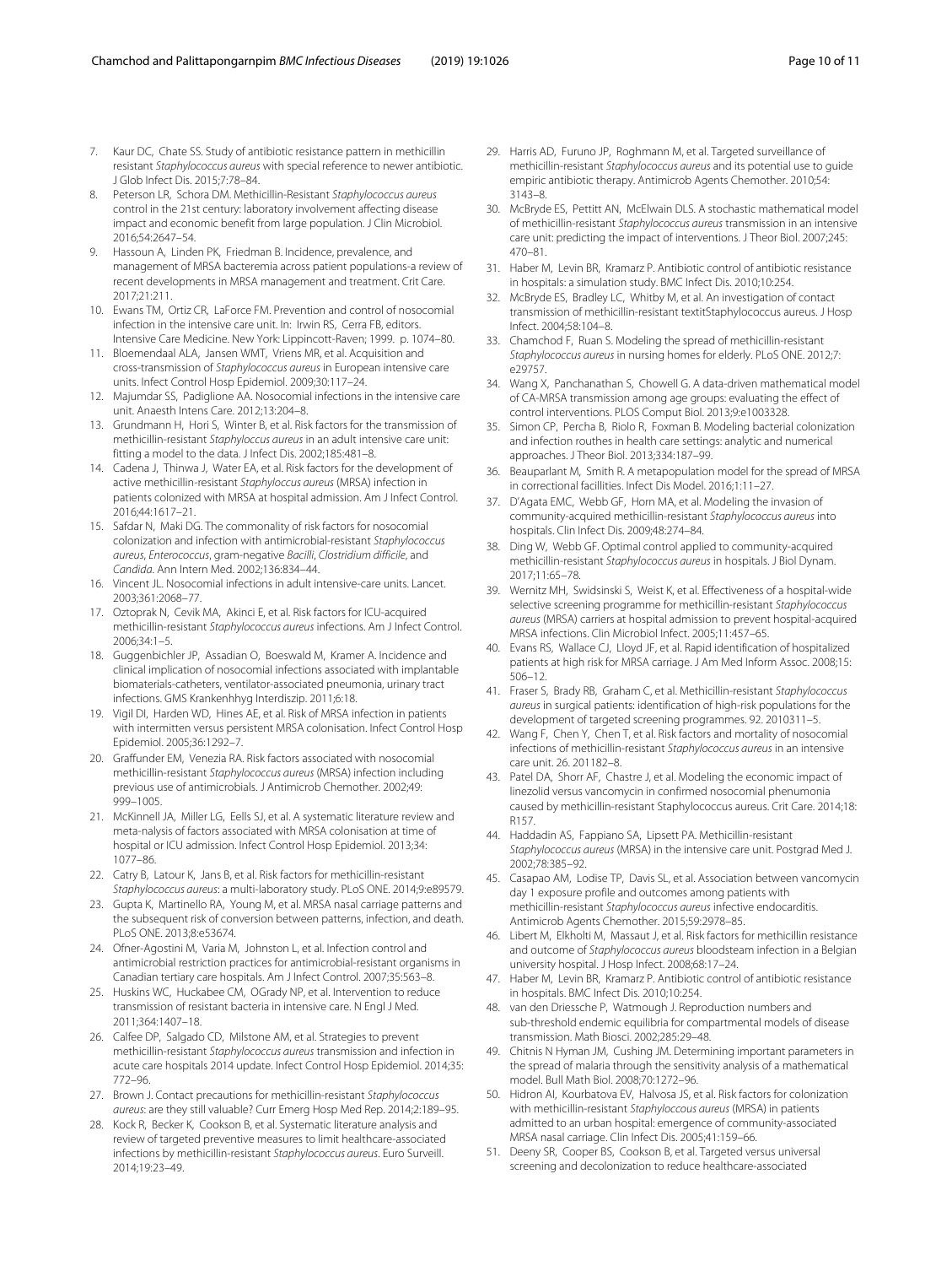7. Kaur DC, Chate SS. Study of antibiotic resistance pattern in methicillin resistant *Staphylococcus aureus* with special reference to newer antibiotic. J Glob Infect Dis. 2015;7:78–84.
8. Peterson LR, Schora DM. Methicillin-Resistant *Staphylococcus aureus* control in the 21st century: laboratory involvement affecting disease impact and economic benefit from large population. J Clin Microbiol. 2016;54:2647–54.
9. Hassoun A, Linden PK, Friedman B. Incidence, prevalence, and management of MRSA bacteremia across patient populations-a review of recent developments in MRSA management and treatment. Crit Care. 2017;21:211.
10. Ewans TM, Ortiz CR, LaForce FM. Prevention and control of nosocomial infection in the intensive care unit. In: Irwin RS, Cerra FB, editors. Intensive Care Medicine. New York: Lippincott-Raven; 1999. p. 1074–80.
11. Bloemendaal ALA, Jansen WMT, Vriens MR, et al. Acquisition and cross-transmission of *Staphylococcus aureus* in European intensive care units. Infect Control Hosp Epidemiol. 2009;30:117–24.
12. Majumdar SS, Padiglione AA. Nosocomial infections in the intensive care unit. Anaesth Intens Care. 2012;13:204–8.
13. Grundmann H, Hori S, Winter B, et al. Risk factors for the transmission of methicillin-resistant *Staphylocccus aureus* in an adult intensive care unit: fitting a model to the data. J Infect Dis. 2002;185:481–8.
14. Cadena J, Thinwa J, Water EA, et al. Risk factors for the development of active methicillin-resistant *Staphylocccus aureus* (MRSA) infection in patients colonized with MRSA at hospital admission. Am J Infect Control. 2016;44:1617–21.
15. Safdar N, Maki DG. The commonality of risk factors for nosocomial colonization and infection with antimicrobial-resistant *Staphylococcus aureus*, *Enterococcus*, gram-negative *Bacilli*, *Clostridium difficile*, and *Candida*. Ann Intern Med. 2002;136:834–44.
16. Vincent JL. Nosocomial infections in adult intensive-care units. Lancet. 2003;361:2068–77.
17. Oztoprak N, Cevik MA, Akinci E, et al. Risk factors for ICU-acquired methicillin-resistant *Staphylococcus aureus* infections. Am J Infect Control. 2006;34:1–5.
18. Guggenbichler JP, Assadian O, Boeswald M, Kramer A. Incidence and clinical implication of nosocomial infections associated with implantable biomaterials-catheters, ventilator-associated pneumonia, urinary tract infections. GMS Krankenhhyg Interdiszip. 2011;6:18.
19. Vigil DI, Harden WD, Hines AE, et al. Risk of MRSA infection in patients with intermitten versus persistent MRSA colonisation. Infect Control Hosp Epidemiol. 2005;36:1292–7.
20. Graffunder EM, Venezia RA. Risk factors associated with nosocomial methicillin-resistant *Staphylococcus aureus* (MRSA) infection including previous use of antimicrobials. J Antimicrob Chemother. 2002;49: 999–1005.
21. McKinnell JA, Miller LG, Eells SJ, et al. A systematic literature review and meta-nalysis of factors associated with MRSA colonisation at time of hospital or ICU admission. Infect Control Hosp Epidemiol. 2013;34: 1077–86.
22. Catry B, Latour K, Jans B, et al. Risk factors for methicillin-resistant *Staphylococcus aureus*: a multi-laboratory study. PLoS ONE. 2014;9:e89579.
23. Gupta K, Martinello RA, Young M, et al. MRSA nasal carriage patterns and the subsequent risk of conversion between patterns, infection, and death. PLoS ONE. 2013;8:e53674.
24. Ofner-Agostini M, Varia M, Johnston L, et al. Infection control and antimicrobial restriction practices for antimicrobial-resistant organisms in Canadian tertiary care hospitals. Am J Infect Control. 2007;35:563–8.
25. Huskins WC, Huckabee CM, OGrady NP, et al. Intervention to reduce transmission of resistant bacteria in intensive care. N Engl J Med. 2011;364:1407–18.
26. Calfee DP, Salgado CD, Milstone AM, et al. Strategies to prevent methicillin-resistant *Staphylococcus aureus* transmission and infection in acute care hospitals 2014 update. Infect Control Hosp Epidemiol. 2014;35: 772–96.
27. Brown J. Contact precautions for methicillin-resistant *Staphylococcus aureus*: are they still valuable? Curr Emerg Hosp Med Rep. 2014;2:189–95.
28. Kock R, Becker K, Cookson B, et al. Systematic literature analysis and review of targeted preventive measures to limit healthcare-associated infections by methicillin-resistant *Staphylococcus aureus*. Euro Surveill. 2014;19:23–49.
29. Harris AD, Furuno JP, Roghmann M, et al. Targeted surveillance of methicillin-resistant *Staphylococcus aureus* and its potential use to guide empiric antibiotic therapy. Antimicrob Agents Chemother. 2010;54: 3143–8.
30. McBryde ES, Pettitt AN, McElwain DLS. A stochastic mathematical model of methicillin-resistant *Staphylococcus aureus* transmission in an intensive care unit: predicting the impact of interventions. J Theor Biol. 2007;245: 470–81.
31. Haber M, Levin BR, Kramarz P. Antibiotic control of antibiotic resistance in hospitals: a simulation study. BMC Infect Dis. 2010;10:254.
32. McBryde ES, Bradley LC, Whitby M, et al. An investigation of contact transmission of methicillin-resistant textitStaphylococcus aureus. J Hosp Infect. 2004;58:104–8.
33. Chamchod F, Ruan S. Modeling the spread of methicillin-resistant *Staphylococcus aureus* in nursing homes for elderly. PLoS ONE. 2012;7: e29757.
34. Wang X, Panchanathan S, Chowell G. A data-driven mathematical model of CA-MRSA transmission among age groups: evaluating the effect of control interventions. PLOS Comput Biol. 2013;9:e1003328.
35. Simon CP, Percha B, Riolo R, Foxman B. Modeling bacterial colonization and infection routhes in health care settings: analytic and numerical approaches. J Theor Biol. 2013;334:187–99.
36. Beauparlant M, Smith R. A metapopulation model for the spread of MRSA in correctional facillities. Infect Dis Model. 2016;1:11–27.
37. D'Agata EMC, Webb GF, Horn MA, et al. Modeling the invasion of community-acquired methicillin-resistant *Staphylococcus aureus* into hospitals. Clin Infect Dis. 2009;48:274–84.
38. Ding W, Webb GF. Optimal control applied to community-acquired methicillin-resistant *Staphylococcus aureus* in hospitals. J Biol Dynam. 2017;11:65–78.
39. Wernitz MH, Swidsinski S, Weist K, et al. Effectiveness of a hospital-wide selective screening programme for methicillin-resistant *Staphylococcus aureus* (MRSA) carriers at hospital admission to prevent hospital-acquired MRSA infections. Clin Microbiol Infect. 2005;11:457–65.
40. Evans RS, Wallace CJ, Lloyd JF, et al. Rapid identification of hospitalized patients at high risk for MRSA carriage. J Am Med Inform Assoc. 2008;15: 506–12.
41. Fraser S, Brady RB, Graham C, et al. Methicillin-resistant *Staphylococcus aureus* in surgical patients: identification of high-risk populations for the development of targeted screening programmes. 92. 2010311–5.
42. Wang F, Chen Y, Chen T, et al. Risk factors and mortality of nosocomial infections of methicillin-resistant *Staphylococcus aureus* in an intensive care unit. 26. 201182–8.
43. Patel DA, Shorr AF, Chastre J, et al. Modeling the economic impact of linezolid versus vancomycin in confirmed nosocomial phenumonia caused by methicillin-resistant Staphylococcus aureus. Crit Care. 2014;18: R157.
44. Haddadin AS, Fappiano SA, Lipsett PA. Methicillin-resistant *Staphylococcus aureus* (MRSA) in the intensive care unit. Postgrad Med J. 2002;78:385–92.
45. Casapao AM, Lodise TP, Davis SL, et al. Association between vancomycin day 1 exposure profile and outcomes among patients with methicillin-resistant *Staphylococcus aureus* infective endocarditis. Antimicrob Agents Chemother. 2015;59:2978–85.
46. Libert M, Elkholti M, Massaut J, et al. Risk factors for methicillin resistance and outcome of *Staphylococcus aureus* bloodsteam infection in a Belgian university hospital. J Hosp Infect. 2008;68:17–24.
47. Haber M, Levin BR, Kramarz P. Antibiotic control of antibiotic resistance in hospitals. BMC Infect Dis. 2010;10:254.
48. van den Driessche P, Watmough J. Reproduction numbers and sub-threshold endemic equilibria for compartmental models of disease transmission. Math Biosci. 2002;285:29–48.
49. Chitnis N Hyman JM, Cushing JM. Determining important parameters in the spread of malaria through the sensitivity analysis of a mathematical model. Bull Math Biol. 2008;70:1272–96.
50. Hidron AI, Kourbatova EV, Halvosa JS, et al. Risk factors for colonization with methicillin-resistant *Staphyloccous aureus* (MRSA) in patients admitted to an urban hospital: emergence of community-associated MRSA nasal carriage. Clin Infect Dis. 2005;41:159–66.
51. Deeny SR, Cooper BS, Cookson B, et al. Targeted versus universal screening and decolonization to reduce healthcare-associated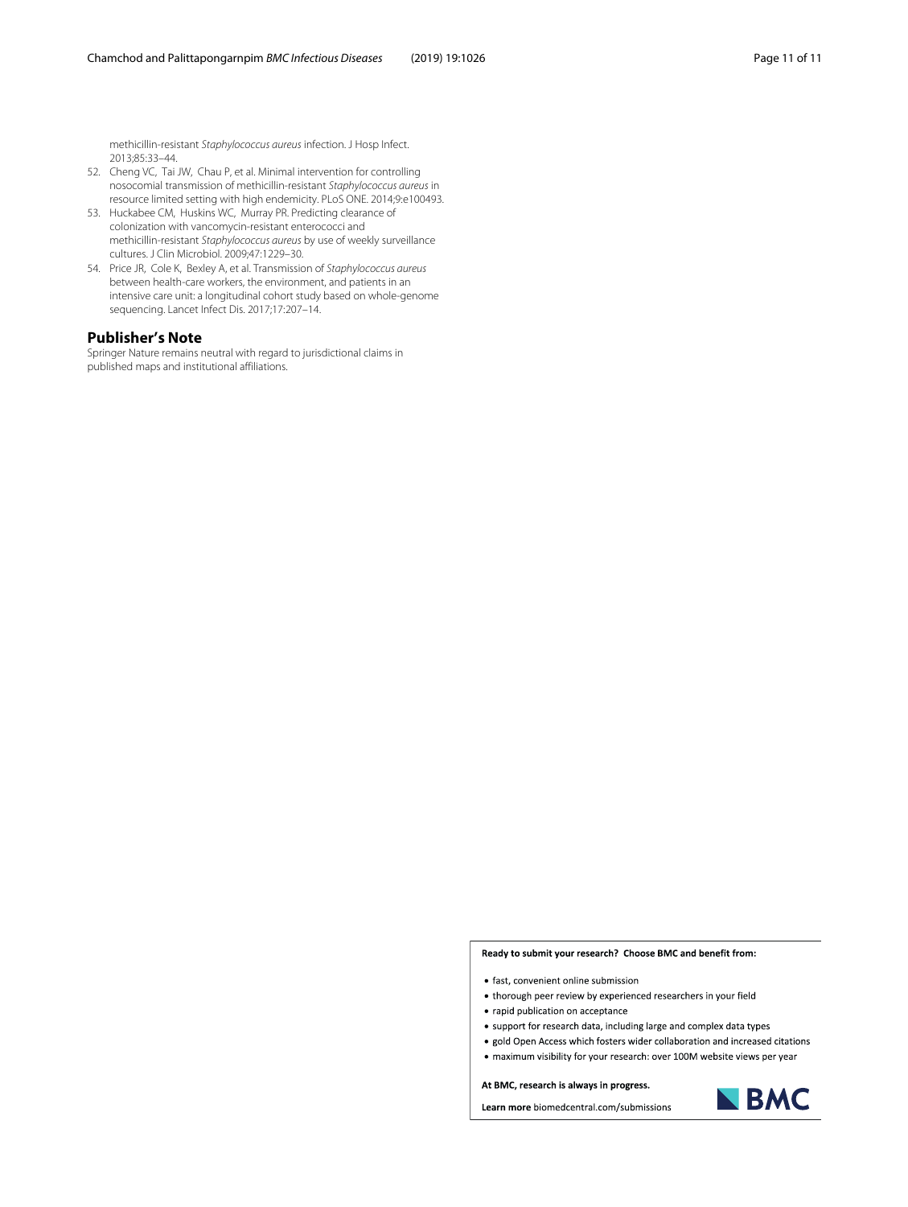methicillin-resistant *Staphylococcus aureus* infection. J Hosp Infect. 2013;85:33–44.

52. Cheng VC, Tai JW, Chau P, et al. Minimal intervention for controlling nosocomial transmission of methicillin-resistant *Staphylococcus aureus* in resource limited setting with high endemicity. PLoS ONE. 2014;9:e100493.
53. Huckabee CM, Huskins WC, Murray PR. Predicting clearance of colonization with vancomycin-resistant enterococci and methicillin-resistant *Staphylococcus aureus* by use of weekly surveillance cultures. J Clin Microbiol. 2009;47:1229–30.
54. Price JR, Cole K, Bexley A, et al. Transmission of *Staphylococcus aureus* between health-care workers, the environment, and patients in an intensive care unit: a longitudinal cohort study based on whole-genome sequencing. Lancet Infect Dis. 2017;17:207–14.

## Publisher's Note

Springer Nature remains neutral with regard to jurisdictional claims in published maps and institutional affiliations.

**Ready to submit your research? Choose BMC and benefit from:**

- fast, convenient online submission
- thorough peer review by experienced researchers in your field
- rapid publication on acceptance
- support for research data, including large and complex data types
- gold Open Access which fosters wider collaboration and increased citations
- maximum visibility for your research: over 100M website views per year

**At BMC, research is always in progress.**

**Learn more** biomedcentral.com/submissions

BMC